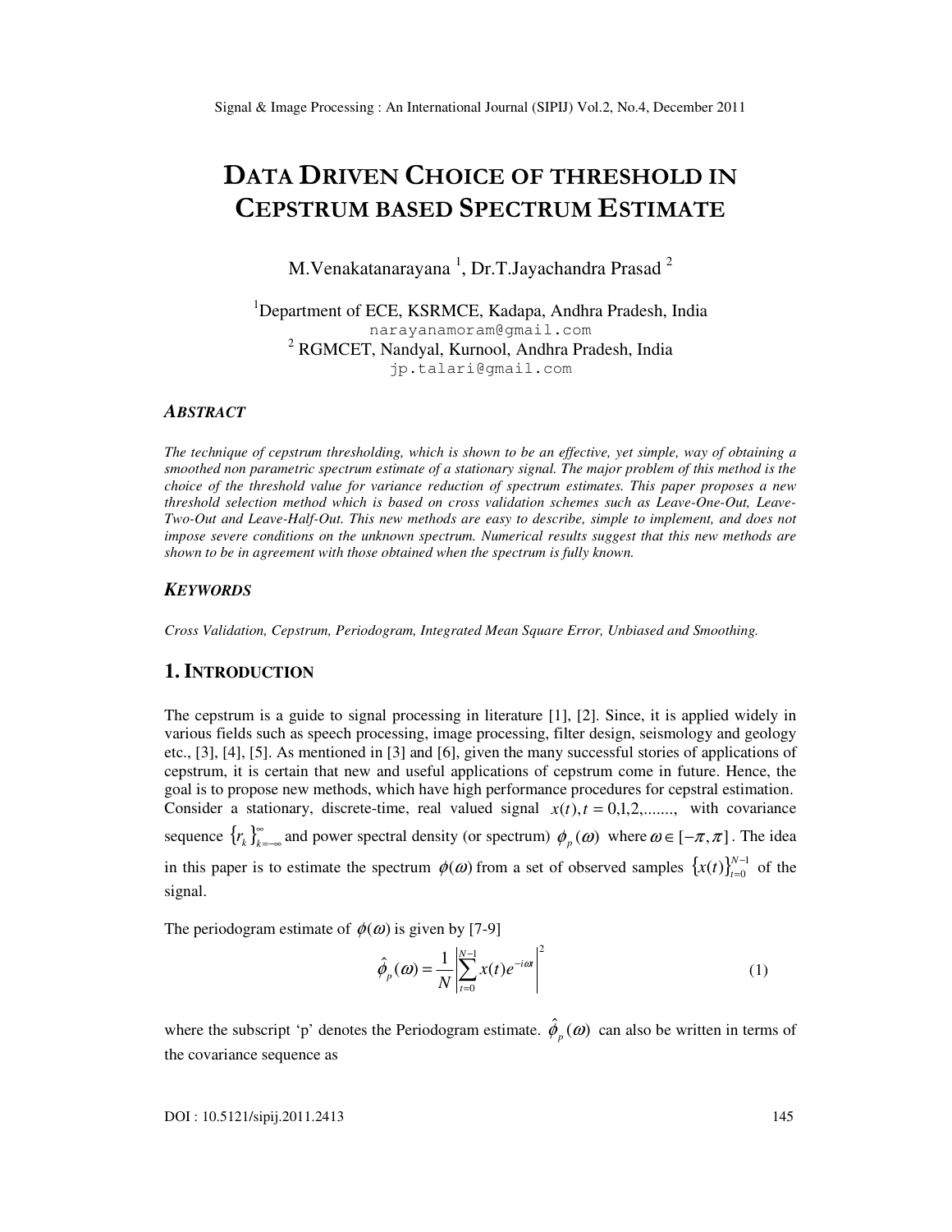# DATA DRIVEN CHOICE OF THRESHOLD IN CEPSTRUM BASED SPECTRUM ESTIMATE

M.Venakatanarayana [1], Dr.T.Jayachandra Prasad [2]

[1]Department of ECE, KSRMCE, Kadapa, Andhra Pradesh, India
narayanamoram@gmail.com
[2] RGMCET, Nandyal, Kurnool, Andhra Pradesh, India
jp.talari@gmail.com

### ABSTRACT

*The technique of cepstrum thresholding, which is shown to be an effective, yet simple, way of obtaining a smoothed non parametric spectrum estimate of a stationary signal. The major problem of this method is the choice of the threshold value for variance reduction of spectrum estimates. This paper proposes a new threshold selection method which is based on cross validation schemes such as Leave-One-Out, Leave-Two-Out and Leave-Half-Out. This new methods are easy to describe, simple to implement, and does not impose severe conditions on the unknown spectrum. Numerical results suggest that this new methods are shown to be in agreement with those obtained when the spectrum is fully known.*

### KEYWORDS

*Cross Validation, Cepstrum, Periodogram, Integrated Mean Square Error, Unbiased and Smoothing.*

## 1. INTRODUCTION

The cepstrum is a guide to signal processing in literature [1], [2]. Since, it is applied widely in various fields such as speech processing, image processing, filter design, seismology and geology etc., [3], [4], [5]. As mentioned in [3] and [6], given the many successful stories of applications of cepstrum, it is certain that new and useful applications of cepstrum come in future. Hence, the goal is to propose new methods, which have high performance procedures for cepstral estimation. Consider a stationary, discrete-time, real valued signal $x(t), t = 0,1,2,.......,$ with covariance sequence $\{r_k\}_{k=-\infty}^{\infty}$ and power spectral density (or spectrum) $\phi_p(\omega)$ where $\omega \in [-\pi, \pi]$. The idea in this paper is to estimate the spectrum $\phi(\omega)$ from a set of observed samples $\{x(t)\}_{t=0}^{N-1}$ of the signal.

The periodogram estimate of $\phi(\omega)$ is given by [7-9]

$$\hat{\phi}_p(\omega) = \frac{1}{N}\left|\sum_{t=0}^{N-1} x(t)e^{-i\omega t}\right|^2 \tag{1}$$

where the subscript 'p' denotes the Periodogram estimate. $\hat{\phi}_p(\omega)$ can also be written in terms of the covariance sequence as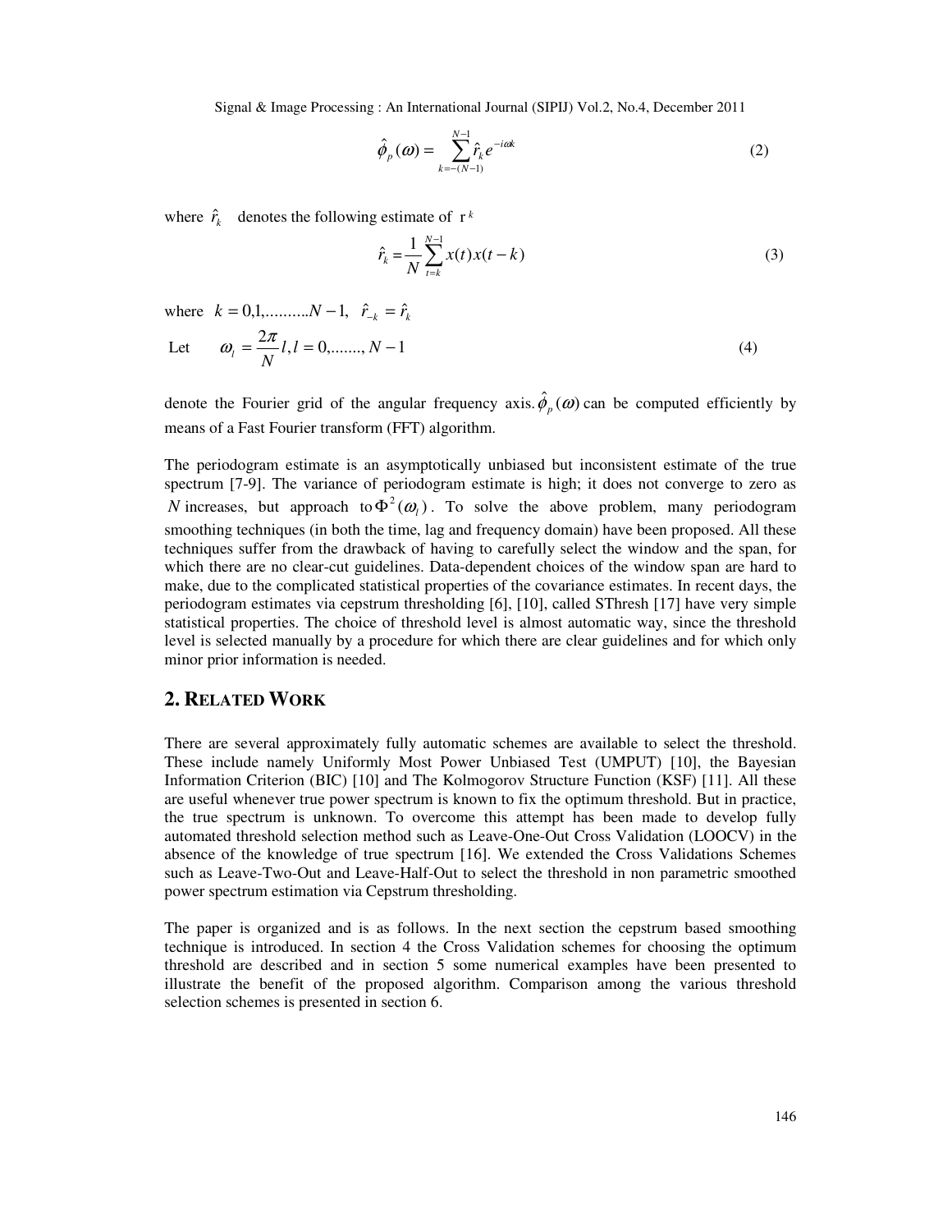$$\hat{\phi}_p(\omega) = \sum_{k=-(N-1)}^{N-1} \hat{r}_k e^{-i\omega k} \tag{2}$$

where $\hat{r}_k$ denotes the following estimate of $r^k$

$$\hat{r}_k = \frac{1}{N}\sum_{t=k}^{N-1} x(t)x(t-k) \tag{3}$$

where $k = 0,1,.........N-1,\ \ \hat{r}_{-k} = \hat{r}_k$

Let $\quad \omega_l = \frac{2\pi}{N} l, l = 0,......., N-1 \qquad (4)$

denote the Fourier grid of the angular frequency axis. $\hat{\phi}_p(\omega)$ can be computed efficiently by means of a Fast Fourier transform (FFT) algorithm.

The periodogram estimate is an asymptotically unbiased but inconsistent estimate of the true spectrum [7-9]. The variance of periodogram estimate is high; it does not converge to zero as $N$ increases, but approach to $\Phi^2(\omega_l)$. To solve the above problem, many periodogram smoothing techniques (in both the time, lag and frequency domain) have been proposed. All these techniques suffer from the drawback of having to carefully select the window and the span, for which there are no clear-cut guidelines. Data-dependent choices of the window span are hard to make, due to the complicated statistical properties of the covariance estimates. In recent days, the periodogram estimates via cepstrum thresholding [6], [10], called SThresh [17] have very simple statistical properties. The choice of threshold level is almost automatic way, since the threshold level is selected manually by a procedure for which there are clear guidelines and for which only minor prior information is needed.

## 2. Related Work

There are several approximately fully automatic schemes are available to select the threshold. These include namely Uniformly Most Power Unbiased Test (UMPUT) [10], the Bayesian Information Criterion (BIC) [10] and The Kolmogorov Structure Function (KSF) [11]. All these are useful whenever true power spectrum is known to fix the optimum threshold. But in practice, the true spectrum is unknown. To overcome this attempt has been made to develop fully automated threshold selection method such as Leave-One-Out Cross Validation (LOOCV) in the absence of the knowledge of true spectrum [16]. We extended the Cross Validations Schemes such as Leave-Two-Out and Leave-Half-Out to select the threshold in non parametric smoothed power spectrum estimation via Cepstrum thresholding.

The paper is organized and is as follows. In the next section the cepstrum based smoothing technique is introduced. In section 4 the Cross Validation schemes for choosing the optimum threshold are described and in section 5 some numerical examples have been presented to illustrate the benefit of the proposed algorithm. Comparison among the various threshold selection schemes is presented in section 6.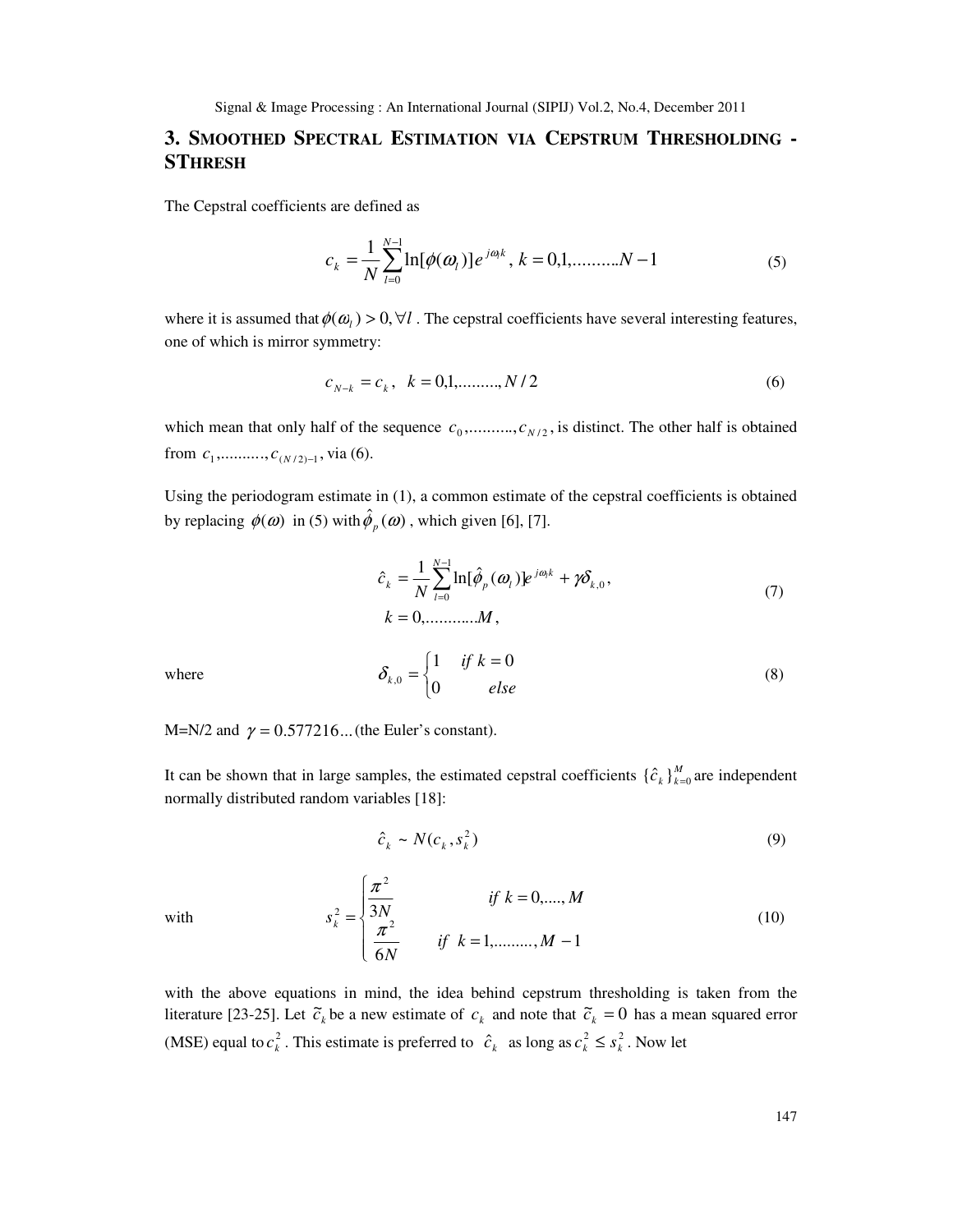## 3. SMOOTHED SPECTRAL ESTIMATION VIA CEPSTRUM THRESHOLDING - STHRESH

The Cepstral coefficients are defined as

$$c_k = \frac{1}{N}\sum_{l=0}^{N-1} \ln[\phi(\omega_l)] e^{j\omega_l k}, \; k = 0,1,..........N-1 \tag{5}$$

where it is assumed that $\phi(\omega_l) > 0, \forall l$ . The cepstral coefficients have several interesting features, one of which is mirror symmetry:

$$c_{N-k} = c_k, \quad k = 0,1,........., N/2 \tag{6}$$

which mean that only half of the sequence $c_0,..........,c_{N/2}$, is distinct. The other half is obtained from $c_1,..........,c_{(N/2)-1}$, via (6).

Using the periodogram estimate in (1), a common estimate of the cepstral coefficients is obtained by replacing $\phi(\omega)$ in (5) with $\hat{\phi}_p(\omega)$ , which given [6], [7].

$$\hat{c}_k = \frac{1}{N}\sum_{l=0}^{N-1} \ln[\hat{\phi}_p(\omega_l)] e^{j\omega_l k} + \gamma\delta_{k,0}, \quad k = 0,...........M, \tag{7}$$

where

$$\delta_{k,0} = \begin{cases} 1 & if \; k = 0 \\ 0 & else \end{cases} \tag{8}$$

M=N/2 and $\gamma = 0.577216...$ (the Euler's constant).

It can be shown that in large samples, the estimated cepstral coefficients $\{\hat{c}_k\}_{k=0}^{M}$ are independent normally distributed random variables [18]:

$$\hat{c}_k \sim N(c_k, s_k^2) \tag{9}$$

with

$$s_k^2 = \begin{cases} \dfrac{\pi^2}{3N} & if \; k = 0,....,M \\ \dfrac{\pi^2}{6N} & if \; k = 1,........., M-1 \end{cases} \tag{10}$$

with the above equations in mind, the idea behind cepstrum thresholding is taken from the literature [23-25]. Let $\tilde{c}_k$ be a new estimate of $c_k$ and note that $\tilde{c}_k = 0$ has a mean squared error (MSE) equal to $c_k^2$. This estimate is preferred to $\hat{c}_k$ as long as $c_k^2 \leq s_k^2$. Now let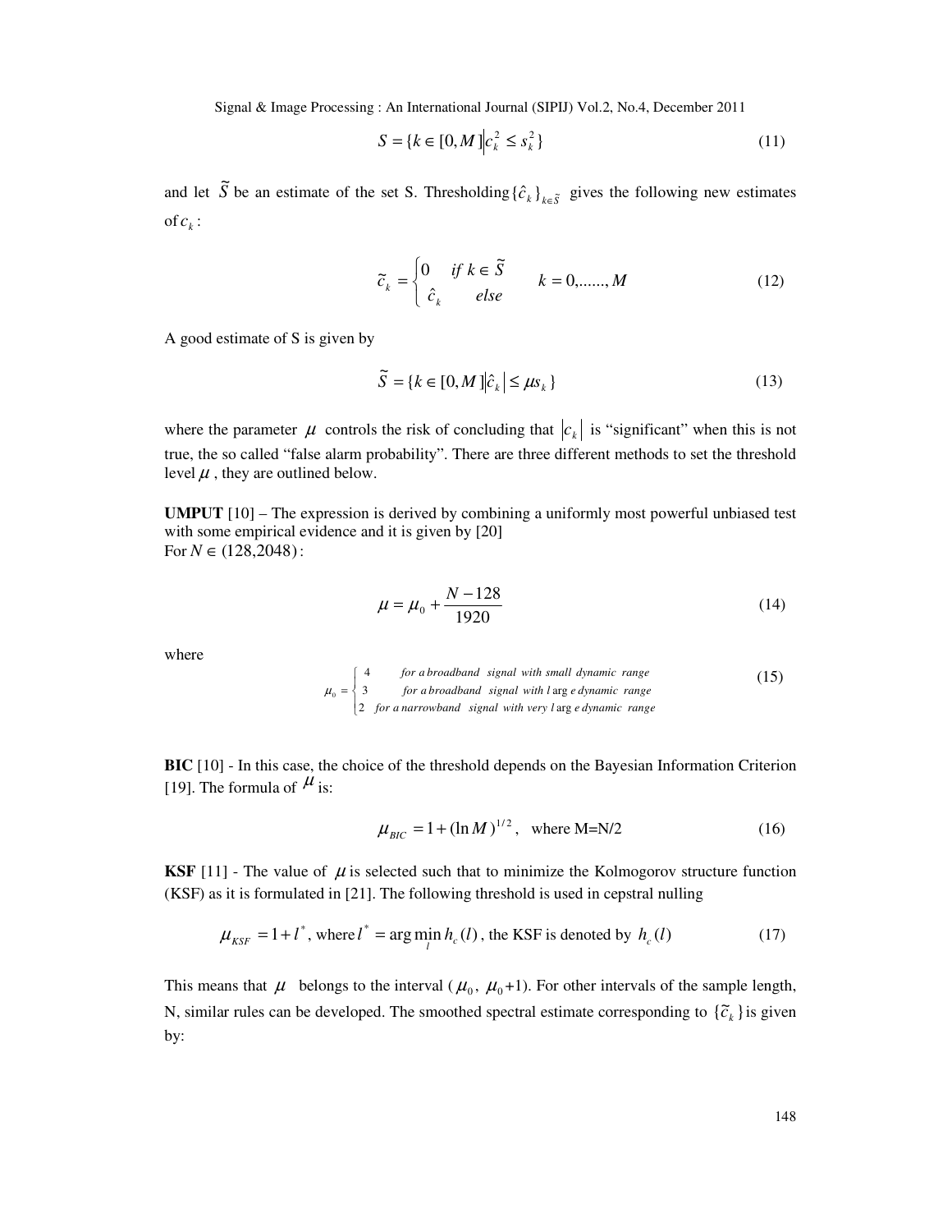$$S = \{k \in [0, M] \,|\, c_k^2 \le s_k^2\} \tag{11}$$

and let $\tilde{S}$ be an estimate of the set S. Thresholding $\{\hat{c}_k\}_{k \in \tilde{S}}$ gives the following new estimates of $c_k$:

$$\tilde{c}_k = \begin{cases} 0 & \text{if } k \in \tilde{S} \\ \hat{c}_k & \text{else} \end{cases} \qquad k = 0, \ldots\ldots, M \tag{12}$$

A good estimate of S is given by

$$\tilde{S} = \{k \in [0, M] \,|\, |\hat{c}_k| \le \mu s_k\} \tag{13}$$

where the parameter $\mu$ controls the risk of concluding that $|c_k|$ is "significant" when this is not true, the so called "false alarm probability". There are three different methods to set the threshold level $\mu$, they are outlined below.

**UMPUT** [10] – The expression is derived by combining a uniformly most powerful unbiased test with some empirical evidence and it is given by [20]
For $N \in (128, 2048)$:

$$\mu = \mu_0 + \frac{N - 128}{1920} \tag{14}$$

where

$$\mu_0 = \begin{cases} 4 & \text{for a broadband signal with small dynamic range} \\ 3 & \text{for a broadband signal with large dynamic range} \\ 2 & \text{for a narrowband signal with very large dynamic range} \end{cases} \tag{15}$$

**BIC** [10] - In this case, the choice of the threshold depends on the Bayesian Information Criterion [19]. The formula of $\mu$ is:

$$\mu_{BIC} = 1 + (\ln M)^{1/2}, \quad \text{where M=N/2} \tag{16}$$

**KSF** [11] - The value of $\mu$ is selected such that to minimize the Kolmogorov structure function (KSF) as it is formulated in [21]. The following threshold is used in cepstral nulling

$$\mu_{KSF} = 1 + l^*, \text{ where } l^* = \arg\min_l h_c(l), \text{ the KSF is denoted by } h_c(l) \tag{17}$$

This means that $\mu$ belongs to the interval ($\mu_0$, $\mu_0$+1). For other intervals of the sample length, N, similar rules can be developed. The smoothed spectral estimate corresponding to $\{\tilde{c}_k\}$ is given by: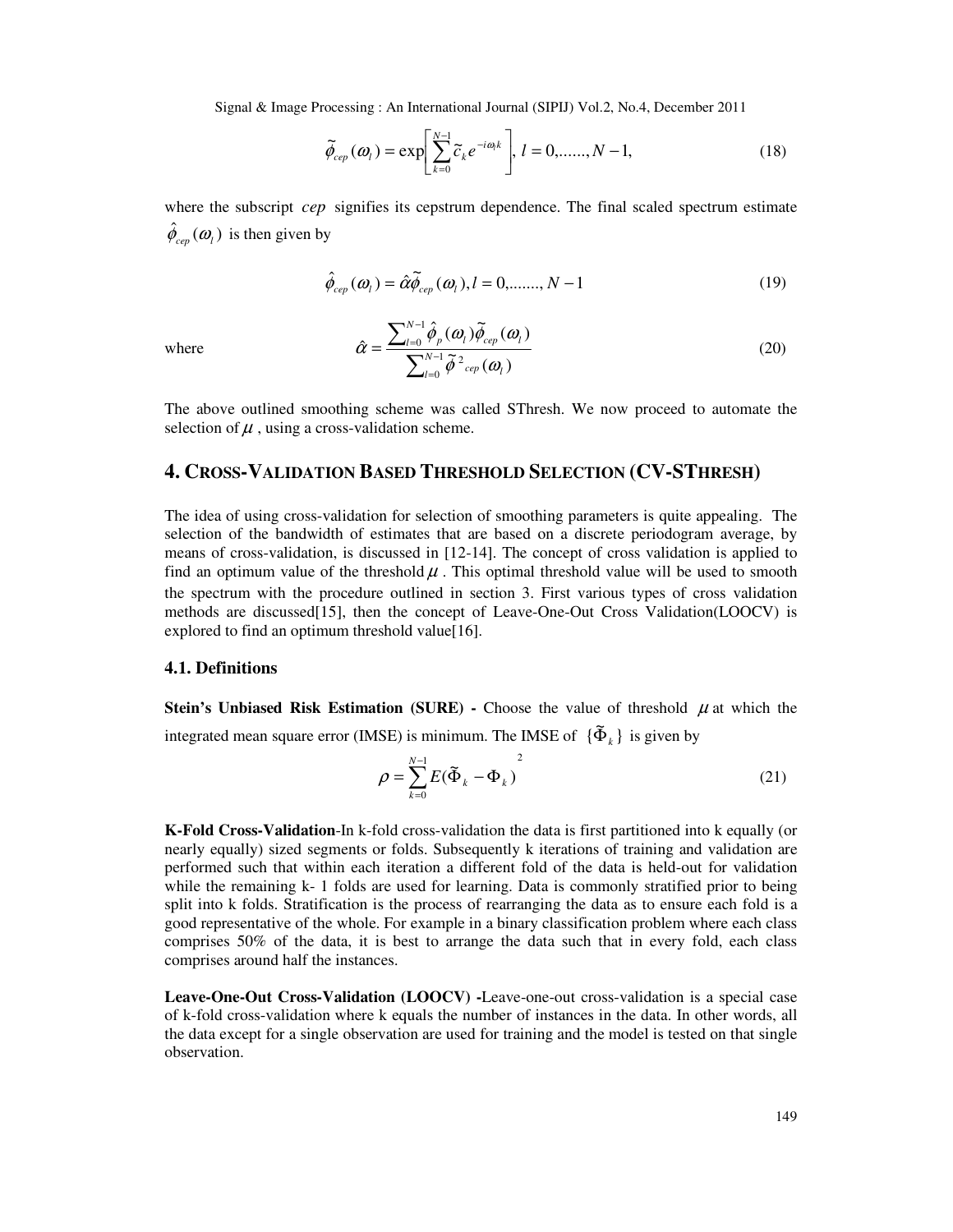$$\tilde{\phi}_{cep}(\omega_l) = \exp\left[\sum_{k=0}^{N-1} \tilde{c}_k e^{-i\omega_l k}\right], \; l = 0, \ldots\ldots, N-1, \tag{18}$$

where the subscript $cep$ signifies its cepstrum dependence. The final scaled spectrum estimate $\hat{\phi}_{cep}(\omega_l)$ is then given by

$$\hat{\phi}_{cep}(\omega_l) = \hat{\alpha}\tilde{\phi}_{cep}(\omega_l), l = 0, \ldots\ldots, N-1 \tag{19}$$

where

$$\hat{\alpha} = \frac{\sum_{l=0}^{N-1} \hat{\phi}_p(\omega_l)\tilde{\phi}_{cep}(\omega_l)}{\sum_{l=0}^{N-1} \tilde{\phi}^2{}_{cep}(\omega_l)} \tag{20}$$

The above outlined smoothing scheme was called SThresh. We now proceed to automate the selection of $\mu$, using a cross-validation scheme.

## 4. Cross-Validation Based Threshold Selection (CV-SThresh)

The idea of using cross-validation for selection of smoothing parameters is quite appealing. The selection of the bandwidth of estimates that are based on a discrete periodogram average, by means of cross-validation, is discussed in [12-14]. The concept of cross validation is applied to find an optimum value of the threshold $\mu$. This optimal threshold value will be used to smooth the spectrum with the procedure outlined in section 3. First various types of cross validation methods are discussed[15], then the concept of Leave-One-Out Cross Validation(LOOCV) is explored to find an optimum threshold value[16].

### 4.1. Definitions

**Stein's Unbiased Risk Estimation (SURE) -** Choose the value of threshold $\mu$ at which the integrated mean square error (IMSE) is minimum. The IMSE of $\{\tilde{\Phi}_k\}$ is given by

$$\rho = \sum_{k=0}^{N-1} E(\tilde{\Phi}_k - \Phi_k)^2 \tag{21}$$

**K-Fold Cross-Validation**-In k-fold cross-validation the data is first partitioned into k equally (or nearly equally) sized segments or folds. Subsequently k iterations of training and validation are performed such that within each iteration a different fold of the data is held-out for validation while the remaining k- 1 folds are used for learning. Data is commonly stratified prior to being split into k folds. Stratification is the process of rearranging the data as to ensure each fold is a good representative of the whole. For example in a binary classification problem where each class comprises 50% of the data, it is best to arrange the data such that in every fold, each class comprises around half the instances.

**Leave-One-Out Cross-Validation (LOOCV) -**Leave-one-out cross-validation is a special case of k-fold cross-validation where k equals the number of instances in the data. In other words, all the data except for a single observation are used for training and the model is tested on that single observation.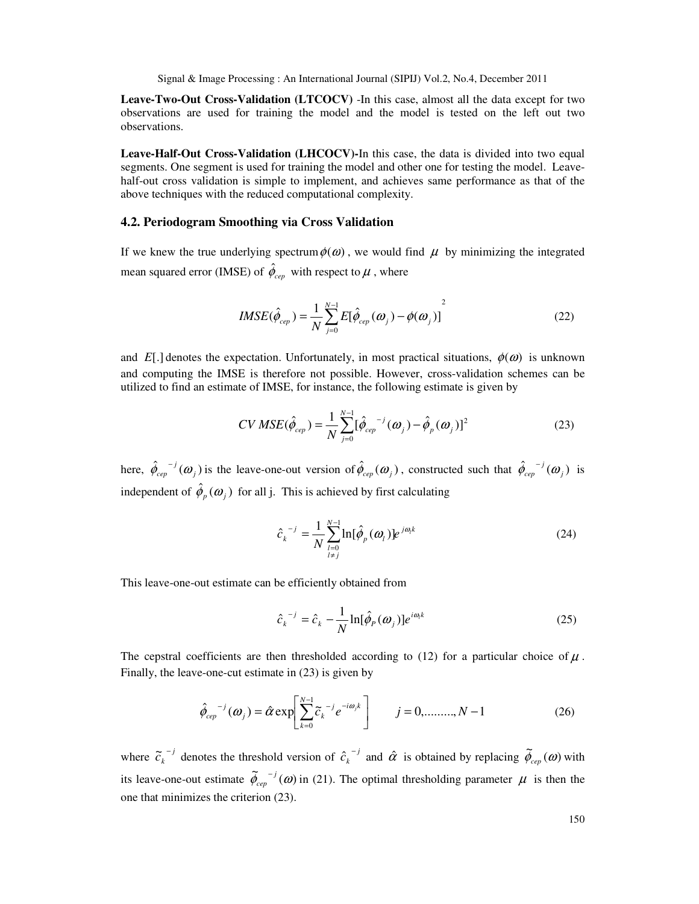**Leave-Two-Out Cross-Validation (LTCOCV)** -In this case, almost all the data except for two observations are used for training the model and the model is tested on the left out two observations.

**Leave-Half-Out Cross-Validation (LHCOCV)**-In this case, the data is divided into two equal segments. One segment is used for training the model and other one for testing the model. Leave-half-out cross validation is simple to implement, and achieves same performance as that of the above techniques with the reduced computational complexity.

### 4.2. Periodogram Smoothing via Cross Validation

If we knew the true underlying spectrum $\phi(\omega)$, we would find $\mu$ by minimizing the integrated mean squared error (IMSE) of $\hat{\phi}_{cep}$ with respect to $\mu$, where

$$IMSE(\hat{\phi}_{cep}) = \frac{1}{N}\sum_{j=0}^{N-1} E[\hat{\phi}_{cep}(\omega_j) - \phi(\omega_j)]^2 \tag{22}$$

and $E[.]$ denotes the expectation. Unfortunately, in most practical situations, $\phi(\omega)$ is unknown and computing the IMSE is therefore not possible. However, cross-validation schemes can be utilized to find an estimate of IMSE, for instance, the following estimate is given by

$$CV\ MSE(\hat{\phi}_{cep}) = \frac{1}{N}\sum_{j=0}^{N-1} [\hat{\phi}_{cep}{}^{-j}(\omega_j) - \hat{\phi}_p(\omega_j)]^2 \tag{23}$$

here, $\hat{\phi}_{cep}{}^{-j}(\omega_j)$ is the leave-one-out version of $\hat{\phi}_{cep}(\omega_j)$, constructed such that $\hat{\phi}_{cep}{}^{-j}(\omega_j)$ is independent of $\hat{\phi}_p(\omega_j)$ for all j. This is achieved by first calculating

$$\hat{c}_k{}^{-j} = \frac{1}{N}\sum_{\substack{l=0 \\ l \neq j}}^{N-1} \ln[\hat{\phi}_p(\omega_l)] e^{j\omega_l k} \tag{24}$$

This leave-one-out estimate can be efficiently obtained from

$$\hat{c}_k{}^{-j} = \hat{c}_k - \frac{1}{N}\ln[\hat{\phi}_P(\omega_j)] e^{i\omega_l k} \tag{25}$$

The cepstral coefficients are then thresholded according to (12) for a particular choice of $\mu$. Finally, the leave-one-cut estimate in (23) is given by

$$\hat{\phi}_{cep}{}^{-j}(\omega_j) = \hat{\alpha}\exp\left[\sum_{k=0}^{N-1} \tilde{c}_k{}^{-j} e^{-i\omega_j k}\right] \qquad j = 0, \ldots\ldots\ldots, N-1 \tag{26}$$

where $\tilde{c}_k{}^{-j}$ denotes the threshold version of $\hat{c}_k{}^{-j}$ and $\hat{\alpha}$ is obtained by replacing $\tilde{\phi}_{cep}(\omega)$ with its leave-one-out estimate $\tilde{\phi}_{cep}{}^{-j}(\omega)$ in (21). The optimal thresholding parameter $\mu$ is then the one that minimizes the criterion (23).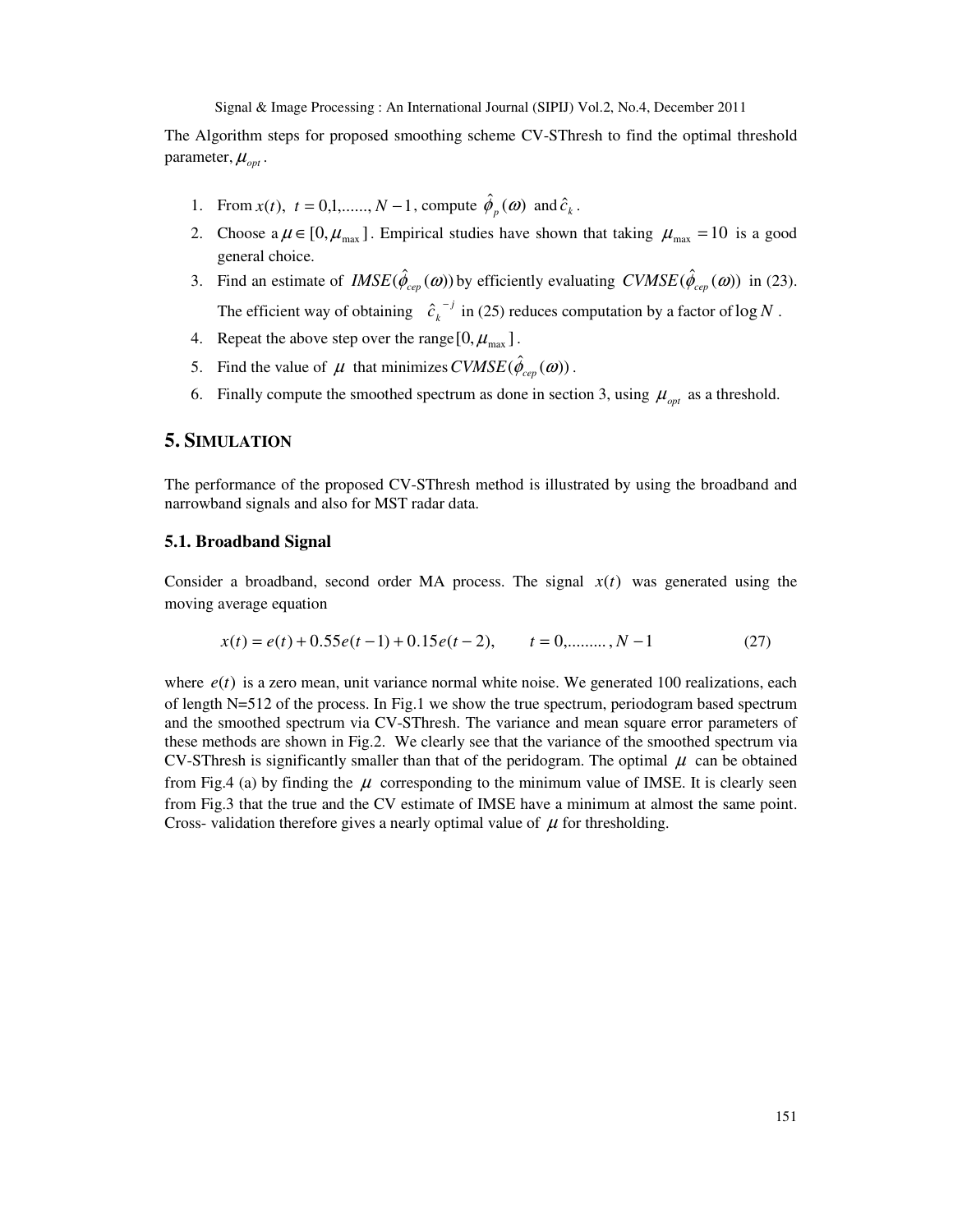The Algorithm steps for proposed smoothing scheme CV-SThresh to find the optimal threshold parameter, $\mu_{opt}$.

1. From $x(t),\ t = 0,1,......, N-1$, compute $\hat{\phi}_p(\omega)$ and $\hat{c}_k$.
2. Choose a $\mu \in [0, \mu_{\max}]$. Empirical studies have shown that taking $\mu_{\max} = 10$ is a good general choice.
3. Find an estimate of $IMSE(\hat{\phi}_{cep}(\omega))$ by efficiently evaluating $CVMSE(\hat{\phi}_{cep}(\omega))$ in (23). The efficient way of obtaining $\hat{c}_k^{-j}$ in (25) reduces computation by a factor of $\log N$.
4. Repeat the above step over the range $[0, \mu_{\max}]$.
5. Find the value of $\mu$ that minimizes $CVMSE(\hat{\phi}_{cep}(\omega))$.
6. Finally compute the smoothed spectrum as done in section 3, using $\mu_{opt}$ as a threshold.

## 5. SIMULATION

The performance of the proposed CV-SThresh method is illustrated by using the broadband and narrowband signals and also for MST radar data.

### 5.1. Broadband Signal

Consider a broadband, second order MA process. The signal $x(t)$ was generated using the moving average equation

$$x(t) = e(t) + 0.55e(t-1) + 0.15e(t-2), \qquad t = 0,........., N-1 \tag{27}$$

where $e(t)$ is a zero mean, unit variance normal white noise. We generated 100 realizations, each of length N=512 of the process. In Fig.1 we show the true spectrum, periodogram based spectrum and the smoothed spectrum via CV-SThresh. The variance and mean square error parameters of these methods are shown in Fig.2. We clearly see that the variance of the smoothed spectrum via CV-SThresh is significantly smaller than that of the peridogram. The optimal $\mu$ can be obtained from Fig.4 (a) by finding the $\mu$ corresponding to the minimum value of IMSE. It is clearly seen from Fig.3 that the true and the CV estimate of IMSE have a minimum at almost the same point. Cross- validation therefore gives a nearly optimal value of $\mu$ for thresholding.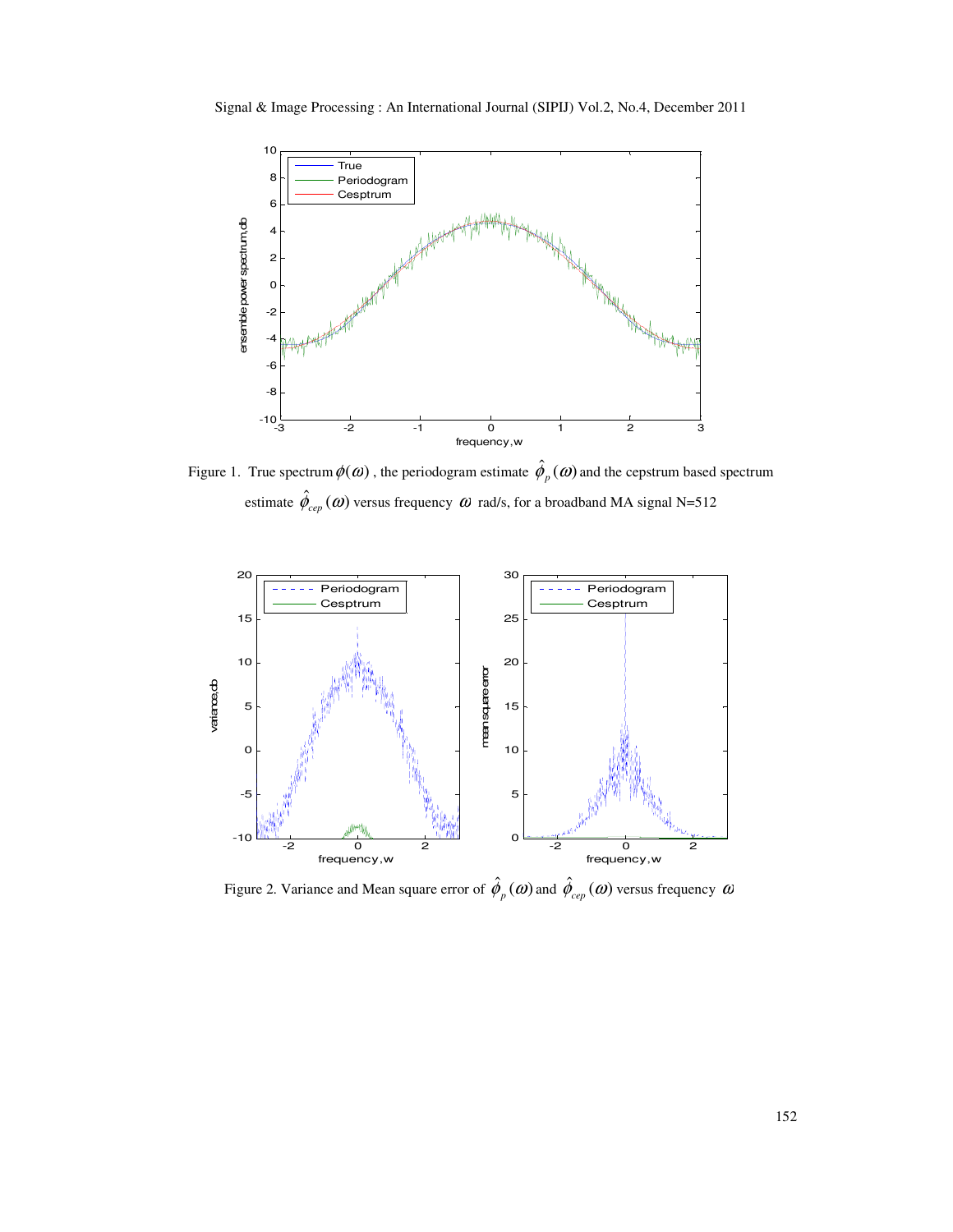Figure 1. True spectrum $\phi(\omega)$ , the periodogram estimate $\hat{\phi}_p(\omega)$ and the cepstrum based spectrum estimate $\hat{\phi}_{cep}(\omega)$ versus frequency $\omega$ rad/s, for a broadband MA signal N=512

Figure 2. Variance and Mean square error of $\hat{\phi}_p(\omega)$ and $\hat{\phi}_{cep}(\omega)$ versus frequency $\omega$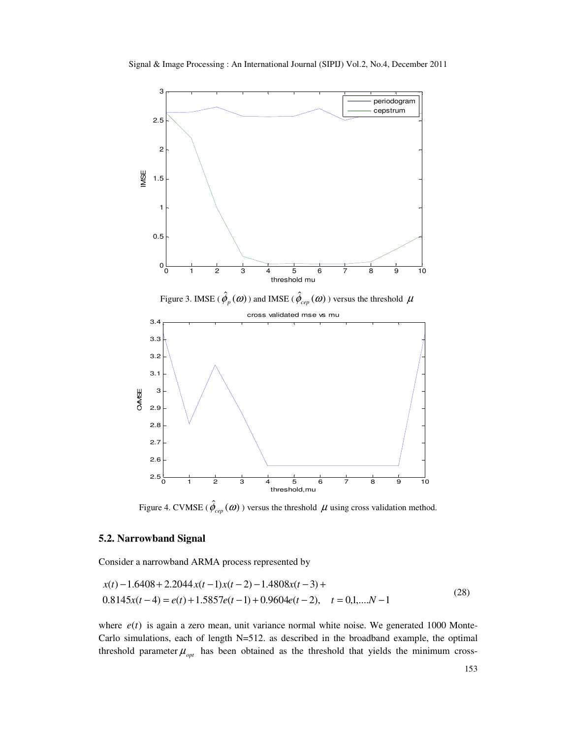Figure 3. IMSE ( $\hat{\phi}_p(\omega)$ ) and IMSE ( $\hat{\phi}_{cep}(\omega)$ ) versus the threshold $\mu$

Figure 4. CVMSE ( $\hat{\phi}_{cep}(\omega)$ ) versus the threshold $\mu$ using cross validation method.

### 5.2. Narrowband Signal

Consider a narrowband ARMA process represented by

$$
\begin{aligned}
& x(t) - 1.6408 + 2.2044\, x(t-1)x(t-2) - 1.4808x(t-3) + \\
& 0.8145x(t-4) = e(t) + 1.5857e(t-1) + 0.9604e(t-2), \quad t = 0,1,....N-1
\end{aligned}
\tag{28}
$$

where $e(t)$ is again a zero mean, unit variance normal white noise. We generated 1000 Monte-Carlo simulations, each of length N=512. as described in the broadband example, the optimal threshold parameter $\mu_{opt}$ has been obtained as the threshold that yields the minimum cross-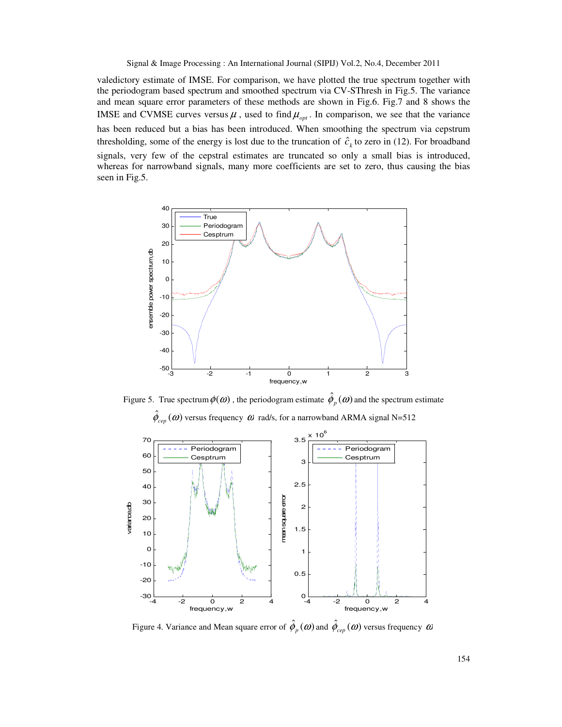valedictory estimate of IMSE. For comparison, we have plotted the true spectrum together with the periodogram based spectrum and smoothed spectrum via CV-SThresh in Fig.5. The variance and mean square error parameters of these methods are shown in Fig.6. Fig.7 and 8 shows the IMSE and CVMSE curves versus $\mu$, used to find $\mu_{opt}$. In comparison, we see that the variance has been reduced but a bias has been introduced. When smoothing the spectrum via cepstrum thresholding, some of the energy is lost due to the truncation of $\hat{c}_k$ to zero in (12). For broadband signals, very few of the cepstral estimates are truncated so only a small bias is introduced, whereas for narrowband signals, many more coefficients are set to zero, thus causing the bias seen in Fig.5.

Figure 5. True spectrum $\phi(\omega)$, the periodogram estimate $\hat{\phi}_p(\omega)$ and the spectrum estimate $\hat{\phi}_{cep}(\omega)$ versus frequency $\omega$ rad/s, for a narrowband ARMA signal N=512

Figure 4. Variance and Mean square error of $\hat{\phi}_p(\omega)$ and $\hat{\phi}_{cep}(\omega)$ versus frequency $\omega$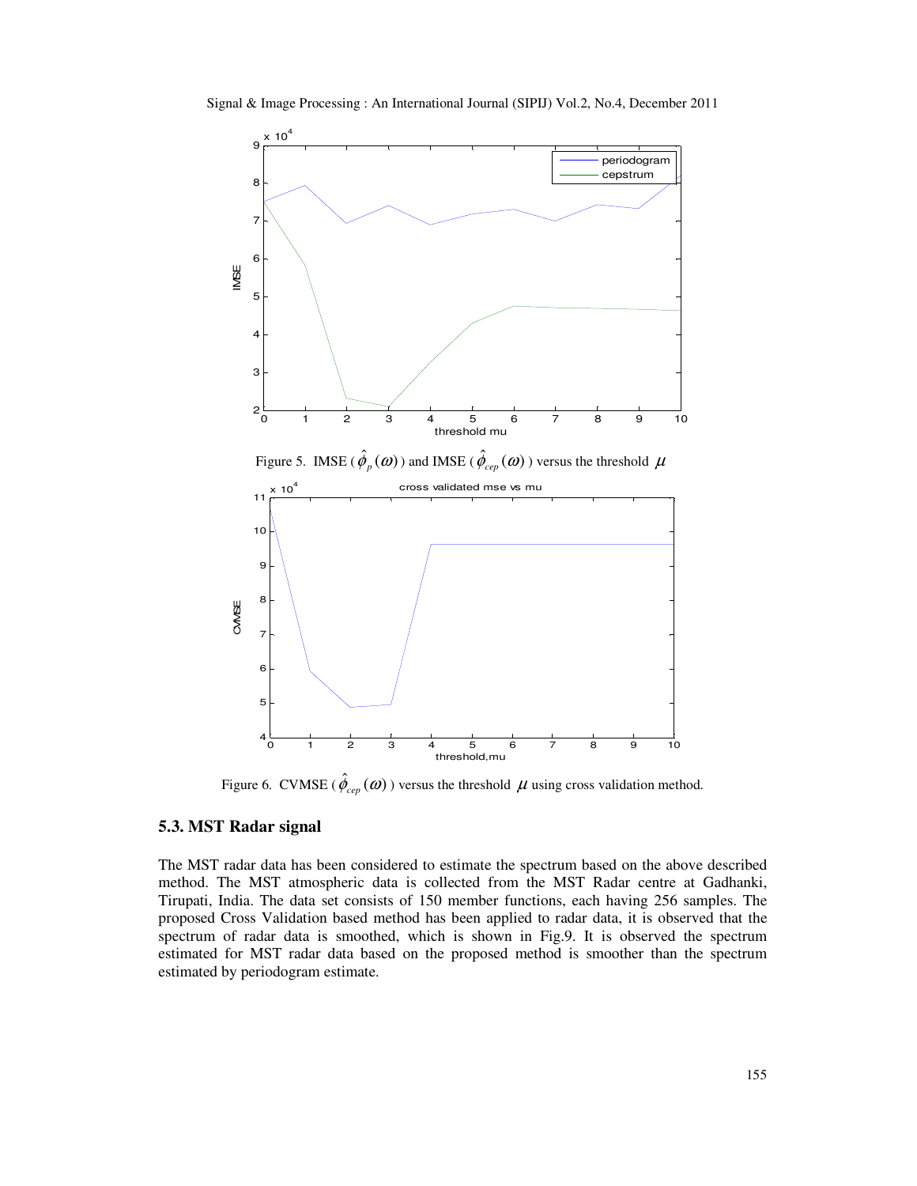Figure 5. IMSE ($\hat{\phi}_p(\omega)$) and IMSE ($\hat{\phi}_{cep}(\omega)$) versus the threshold $\mu$

Figure 6. CVMSE ($\hat{\phi}_{cep}(\omega)$) versus the threshold $\mu$ using cross validation method.

### 5.3. MST Radar signal

The MST radar data has been considered to estimate the spectrum based on the above described method. The MST atmospheric data is collected from the MST Radar centre at Gadhanki, Tirupati, India. The data set consists of 150 member functions, each having 256 samples. The proposed Cross Validation based method has been applied to radar data, it is observed that the spectrum of radar data is smoothed, which is shown in Fig.9. It is observed the spectrum estimated for MST radar data based on the proposed method is smoother than the spectrum estimated by periodogram estimate.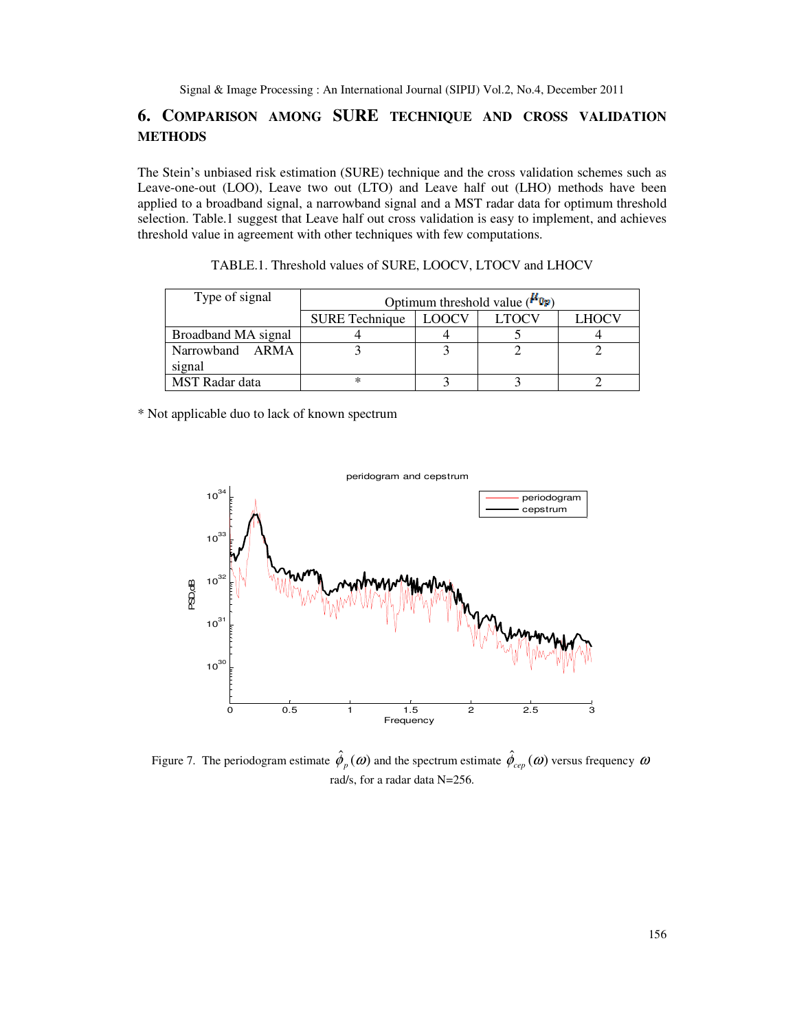## 6. COMPARISON AMONG SURE TECHNIQUE AND CROSS VALIDATION METHODS

The Stein's unbiased risk estimation (SURE) technique and the cross validation schemes such as Leave-one-out (LOO), Leave two out (LTO) and Leave half out (LHO) methods have been applied to a broadband signal, a narrowband signal and a MST radar data for optimum threshold selection. Table.1 suggest that Leave half out cross validation is easy to implement, and achieves threshold value in agreement with other techniques with few computations.

TABLE.1. Threshold values of SURE, LOOCV, LTOCV and LHOCV

| Type of signal | Optimum threshold value ($\mu_{0p}$) | | | |
|---|---|---|---|---|
| | SURE Technique | LOOCV | LTOCV | LHOCV |
| Broadband MA signal | 4 | 4 | 5 | 4 |
| Narrowband ARMA signal | 3 | 3 | 2 | 2 |
| MST Radar data | * | 3 | 3 | 2 |

* Not applicable duo to lack of known spectrum

Figure 7. The periodogram estimate $\hat{\phi}_p(\omega)$ and the spectrum estimate $\hat{\phi}_{cep}(\omega)$ versus frequency $\omega$ rad/s, for a radar data N=256.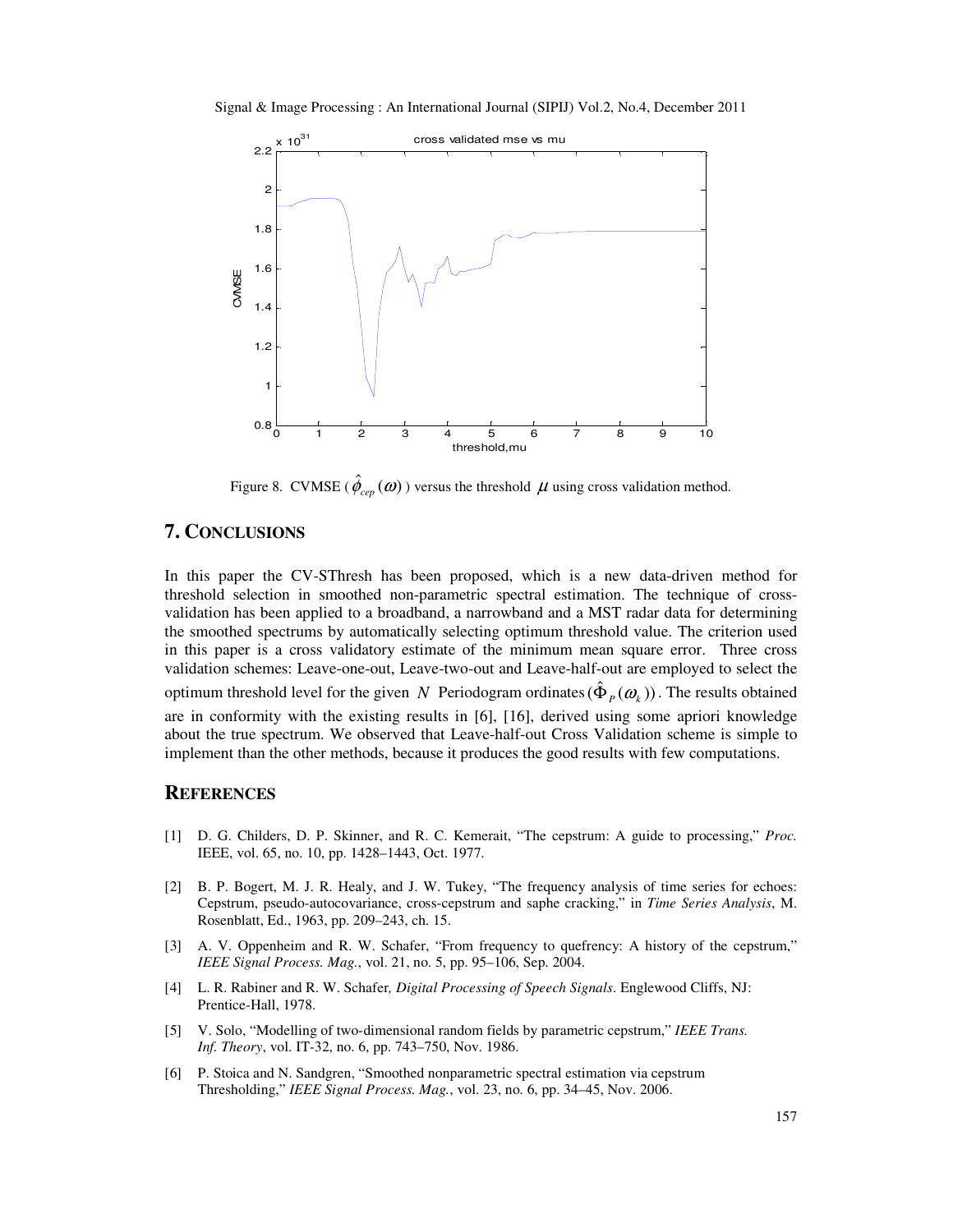Figure 8. CVMSE ($\hat{\phi}_{cep}(\omega)$) versus the threshold $\mu$ using cross validation method.

## 7. CONCLUSIONS

In this paper the CV-SThresh has been proposed, which is a new data-driven method for threshold selection in smoothed non-parametric spectral estimation. The technique of cross-validation has been applied to a broadband, a narrowband and a MST radar data for determining the smoothed spectrums by automatically selecting optimum threshold value. The criterion used in this paper is a cross validatory estimate of the minimum mean square error. Three cross validation schemes: Leave-one-out, Leave-two-out and Leave-half-out are employed to select the optimum threshold level for the given $N$ Periodogram ordinates $(\hat{\Phi}_P(\omega_k))$. The results obtained are in conformity with the existing results in [6], [16], derived using some apriori knowledge about the true spectrum. We observed that Leave-half-out Cross Validation scheme is simple to implement than the other methods, because it produces the good results with few computations.

## REFERENCES

[1] D. G. Childers, D. P. Skinner, and R. C. Kemerait, "The cepstrum: A guide to processing," *Proc.* IEEE, vol. 65, no. 10, pp. 1428–1443, Oct. 1977.

[2] B. P. Bogert, M. J. R. Healy, and J. W. Tukey, "The frequency analysis of time series for echoes: Cepstrum, pseudo-autocovariance, cross-cepstrum and saphe cracking," in *Time Series Analysis*, M. Rosenblatt, Ed., 1963, pp. 209–243, ch. 15.

[3] A. V. Oppenheim and R. W. Schafer, "From frequency to quefrency: A history of the cepstrum," *IEEE Signal Process. Mag.*, vol. 21, no. 5, pp. 95–106, Sep. 2004.

[4] L. R. Rabiner and R. W. Schafer*, Digital Processing of Speech Signals*. Englewood Cliffs, NJ: Prentice-Hall, 1978.

[5] V. Solo, "Modelling of two-dimensional random fields by parametric cepstrum," *IEEE Trans. Inf. Theory*, vol. IT-32, no. 6, pp. 743–750, Nov. 1986.

[6] P. Stoica and N. Sandgren, "Smoothed nonparametric spectral estimation via cepstrum Thresholding," *IEEE Signal Process. Mag.*, vol. 23, no. 6, pp. 34–45, Nov. 2006.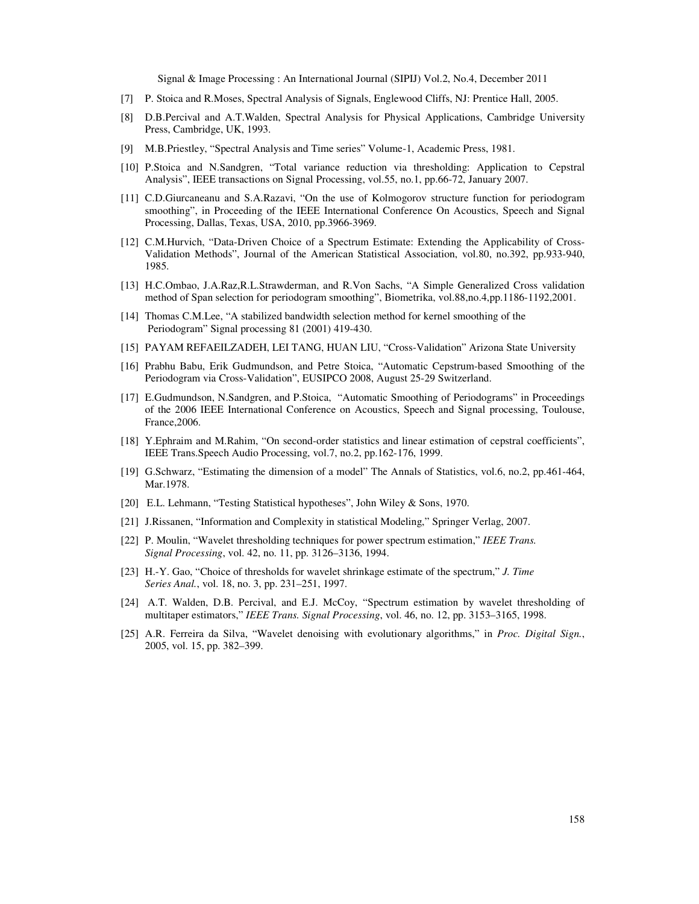[7] P. Stoica and R.Moses, Spectral Analysis of Signals, Englewood Cliffs, NJ: Prentice Hall, 2005.

[8] D.B.Percival and A.T.Walden, Spectral Analysis for Physical Applications, Cambridge University Press, Cambridge, UK, 1993.

[9] M.B.Priestley, "Spectral Analysis and Time series" Volume-1, Academic Press, 1981.

[10] P.Stoica and N.Sandgren, "Total variance reduction via thresholding: Application to Cepstral Analysis", IEEE transactions on Signal Processing, vol.55, no.1, pp.66-72, January 2007.

[11] C.D.Giurcaneanu and S.A.Razavi, "On the use of Kolmogorov structure function for periodogram smoothing", in Proceeding of the IEEE International Conference On Acoustics, Speech and Signal Processing, Dallas, Texas, USA, 2010, pp.3966-3969.

[12] C.M.Hurvich, "Data-Driven Choice of a Spectrum Estimate: Extending the Applicability of Cross-Validation Methods", Journal of the American Statistical Association, vol.80, no.392, pp.933-940, 1985.

[13] H.C.Ombao, J.A.Raz,R.L.Strawderman, and R.Von Sachs, "A Simple Generalized Cross validation method of Span selection for periodogram smoothing", Biometrika, vol.88,no.4,pp.1186-1192,2001.

[14] Thomas C.M.Lee, "A stabilized bandwidth selection method for kernel smoothing of the Periodogram" Signal processing 81 (2001) 419-430.

[15] PAYAM REFAEILZADEH, LEI TANG, HUAN LIU, "Cross-Validation" Arizona State University

[16] Prabhu Babu, Erik Gudmundson, and Petre Stoica, "Automatic Cepstrum-based Smoothing of the Periodogram via Cross-Validation", EUSIPCO 2008, August 25-29 Switzerland.

[17] E.Gudmundson, N.Sandgren, and P.Stoica, "Automatic Smoothing of Periodograms" in Proceedings of the 2006 IEEE International Conference on Acoustics, Speech and Signal processing, Toulouse, France,2006.

[18] Y.Ephraim and M.Rahim, "On second-order statistics and linear estimation of cepstral coefficients", IEEE Trans.Speech Audio Processing, vol.7, no.2, pp.162-176, 1999.

[19] G.Schwarz, "Estimating the dimension of a model" The Annals of Statistics, vol.6, no.2, pp.461-464, Mar.1978.

[20] E.L. Lehmann, "Testing Statistical hypotheses", John Wiley & Sons, 1970.

[21] J.Rissanen, "Information and Complexity in statistical Modeling," Springer Verlag, 2007.

[22] P. Moulin, "Wavelet thresholding techniques for power spectrum estimation," *IEEE Trans. Signal Processing*, vol. 42, no. 11, pp. 3126–3136, 1994.

[23] H.-Y. Gao, "Choice of thresholds for wavelet shrinkage estimate of the spectrum," *J. Time Series Anal.*, vol. 18, no. 3, pp. 231–251, 1997.

[24] A.T. Walden, D.B. Percival, and E.J. McCoy, "Spectrum estimation by wavelet thresholding of multitaper estimators," *IEEE Trans. Signal Processing*, vol. 46, no. 12, pp. 3153–3165, 1998.

[25] A.R. Ferreira da Silva, "Wavelet denoising with evolutionary algorithms," in *Proc. Digital Sign.*, 2005, vol. 15, pp. 382–399.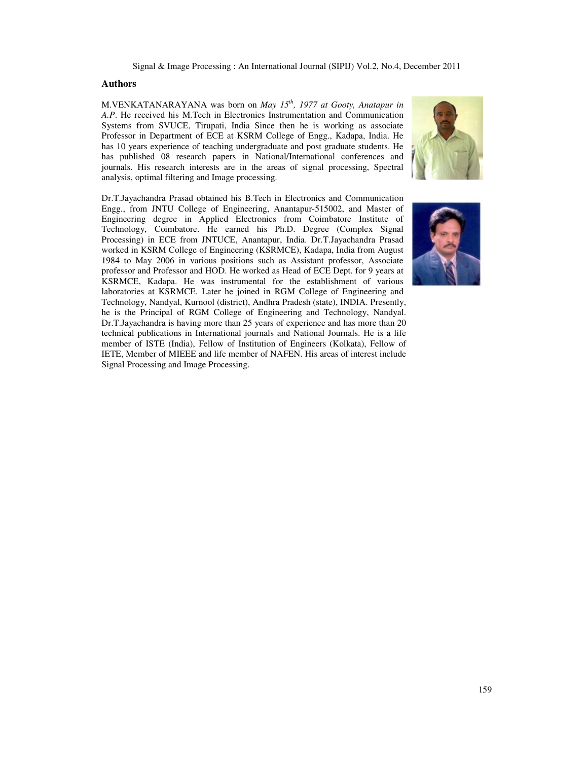## Authors

M.VENKATANARAYANA was born on *May 15th, 1977 at Gooty, Anatapur in A.P*. He received his M.Tech in Electronics Instrumentation and Communication Systems from SVUCE, Tirupati, India Since then he is working as associate Professor in Department of ECE at KSRM College of Engg., Kadapa, India. He has 10 years experience of teaching undergraduate and post graduate students. He has published 08 research papers in National/International conferences and journals. His research interests are in the areas of signal processing, Spectral analysis, optimal filtering and Image processing.

Dr.T.Jayachandra Prasad obtained his B.Tech in Electronics and Communication Engg., from JNTU College of Engineering, Anantapur-515002, and Master of Engineering degree in Applied Electronics from Coimbatore Institute of Technology, Coimbatore. He earned his Ph.D. Degree (Complex Signal Processing) in ECE from JNTUCE, Anantapur, India. Dr.T.Jayachandra Prasad worked in KSRM College of Engineering (KSRMCE), Kadapa, India from August 1984 to May 2006 in various positions such as Assistant professor, Associate professor and Professor and HOD. He worked as Head of ECE Dept. for 9 years at KSRMCE, Kadapa. He was instrumental for the establishment of various laboratories at KSRMCE. Later he joined in RGM College of Engineering and Technology, Nandyal, Kurnool (district), Andhra Pradesh (state), INDIA. Presently, he is the Principal of RGM College of Engineering and Technology, Nandyal. Dr.T.Jayachandra is having more than 25 years of experience and has more than 20 technical publications in International journals and National Journals. He is a life member of ISTE (India), Fellow of Institution of Engineers (Kolkata), Fellow of IETE, Member of MIEEE and life member of NAFEN. His areas of interest include Signal Processing and Image Processing.